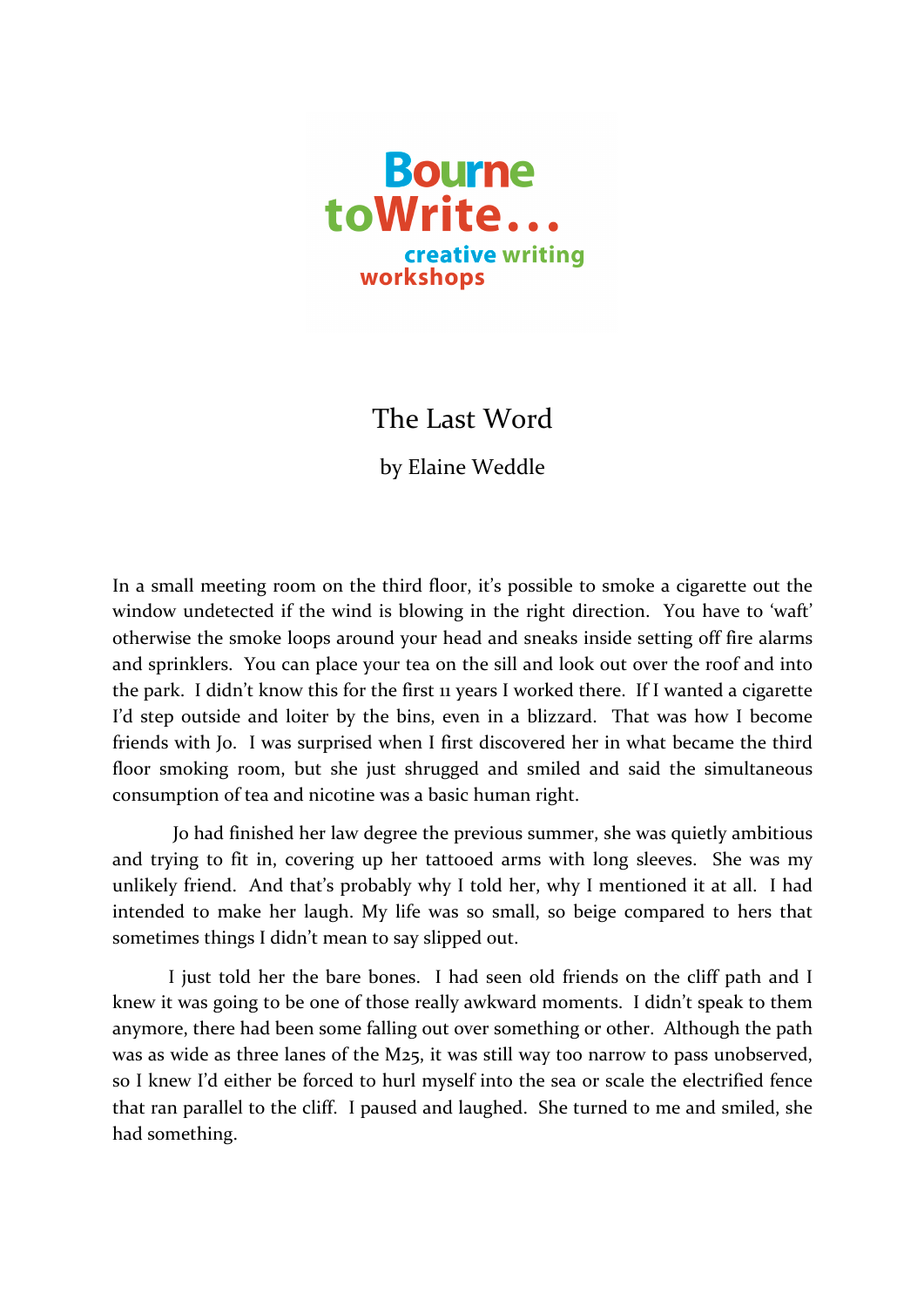Bourne toWrite... creative writing workshops

# The Last Word

by Elaine Weddle

In a small meeting room on the third floor, it's possible to smoke a cigarette out the window undetected if the wind is blowing in the right direction. You have to 'waft' otherwise the smoke loops around your head and sneaks inside setting off fire alarms and sprinklers. You can place your tea on the sill and look out over the roof and into the park. I didn't know this for the first 11 years I worked there. If I wanted a cigarette I'd step outside and loiter by the bins, even in a blizzard. That was how I become friends with Jo. I was surprised when I first discovered her in what became the third floor smoking room, but she just shrugged and smiled and said the simultaneous consumption of tea and nicotine was a basic human right.

Jo had finished her law degree the previous summer, she was quietly ambitious and trying to fit in, covering up her tattooed arms with long sleeves. She was my unlikely friend. And that's probably why I told her, why I mentioned it at all. I had intended to make her laugh. My life was so small, so beige compared to hers that sometimes things I didn't mean to say slipped out.

I just told her the bare bones. I had seen old friends on the cliff path and I knew it was going to be one of those really awkward moments. I didn't speak to them anymore, there had been some falling out over something or other. Although the path was as wide as three lanes of the M25, it was still way too narrow to pass unobserved, so I knew I'd either be forced to hurl myself into the sea or scale the electrified fence that ran parallel to the cliff. I paused and laughed. She turned to me and smiled, she had something.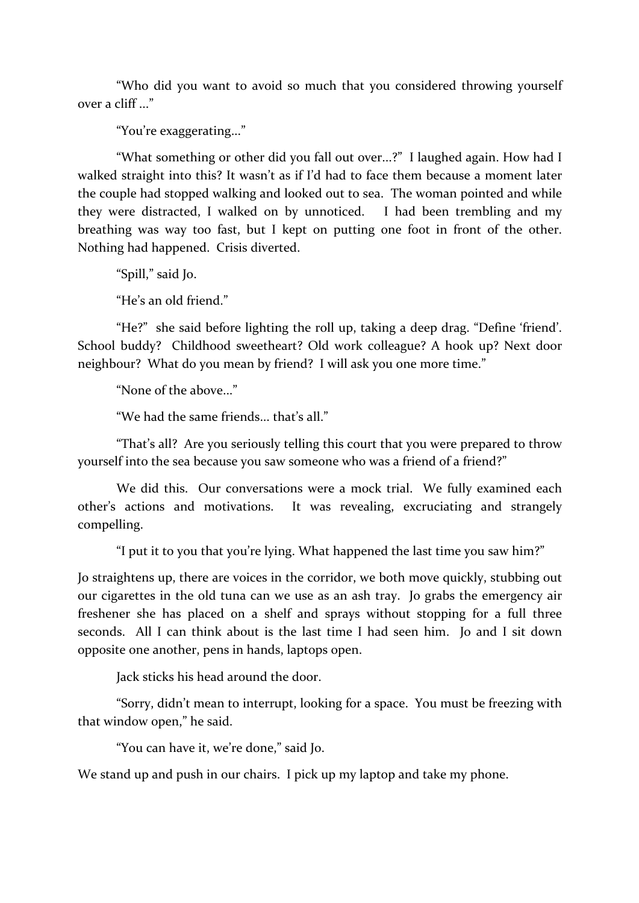"Who did you want to avoid so much that you considered throwing yourself over a cliff ..."

"You're exaggerating..."

"What something or other did you fall out over...?" I laughed again. How had I walked straight into this? It wasn't as if I'd had to face them because a moment later the couple had stopped walking and looked out to sea. The woman pointed and while they were distracted, I walked on by unnoticed. I had been trembling and my breathing was way too fast, but I kept on putting one foot in front of the other. Nothing had happened. Crisis diverted.

"Spill," said Jo.

"He's an old friend."

"He?" she said before lighting the roll up, taking a deep drag. "Define 'friend'. School buddy? Childhood sweetheart? Old work colleague? A hook up? Next door neighbour? What do you mean by friend? I will ask you one more time."

"None of the above..."

"We had the same friends... that's all."

"That's all? Are you seriously telling this court that you were prepared to throw yourself into the sea because you saw someone who was a friend of a friend?"

We did this. Our conversations were a mock trial. We fully examined each other's actions and motivations. It was revealing, excruciating and strangely compelling.

"I put it to you that you're lying. What happened the last time you saw him?"

Jo straightens up, there are voices in the corridor, we both move quickly, stubbing out our cigarettes in the old tuna can we use as an ash tray. Jo grabs the emergency air freshener she has placed on a shelf and sprays without stopping for a full three seconds. All I can think about is the last time I had seen him. Jo and I sit down opposite one another, pens in hands, laptops open.

Jack sticks his head around the door.

"Sorry, didn't mean to interrupt, looking for a space. You must be freezing with that window open," he said.

"You can have it, we're done," said Jo.

We stand up and push in our chairs. I pick up my laptop and take my phone.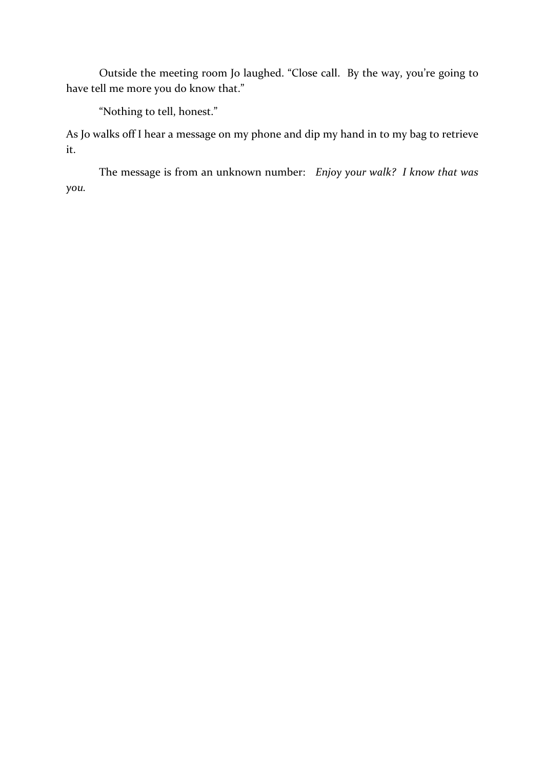Outside the meeting room Jo laughed. "Close call.  By the way, you're going to have tell me more you do know that."

"Nothing to tell, honest."

As Jo walks off I hear a message on my phone and dip my hand in to my bag to retrieve it.

The message is from an unknown number:   *Enjoy your walk?  I know that was you.*